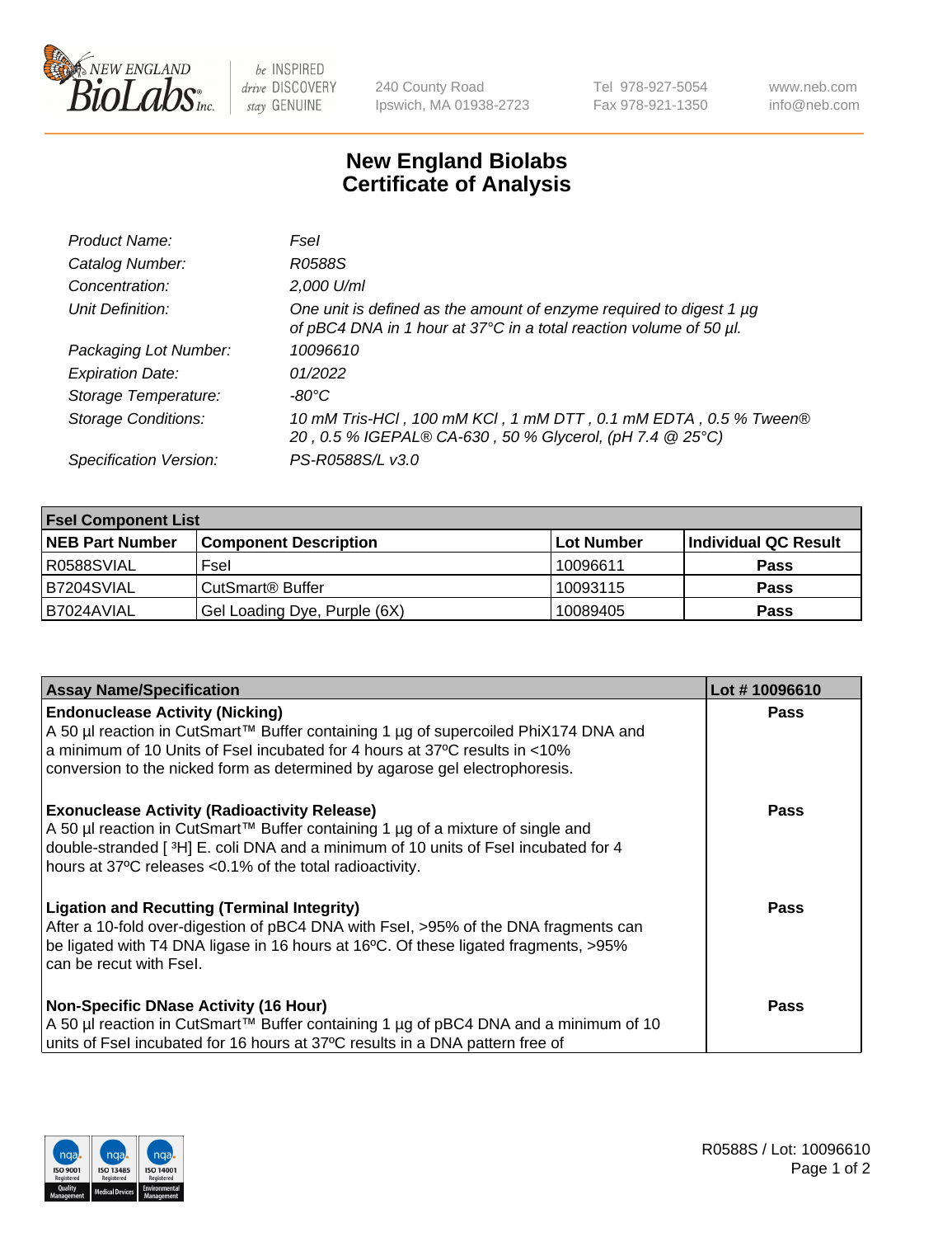# New England Biolabs Certificate of Analysis

| | |
|---|---|
| *Product Name:* | *FseI* |
| *Catalog Number:* | *R0588S* |
| *Concentration:* | *2,000 U/ml* |
| *Unit Definition:* | *One unit is defined as the amount of enzyme required to digest 1 µg of pBC4 DNA in 1 hour at 37°C in a total reaction volume of 50 µl.* |
| *Packaging Lot Number:* | *10096610* |
| *Expiration Date:* | *01/2022* |
| *Storage Temperature:* | *-80°C* |
| *Storage Conditions:* | *10 mM Tris-HCl , 100 mM KCl , 1 mM DTT , 0.1 mM EDTA , 0.5 % Tween® 20 , 0.5 % IGEPAL® CA-630 , 50 % Glycerol, (pH 7.4 @ 25°C)* |
| *Specification Version:* | *PS-R0588S/L v3.0* |

| FseI Component List | | | |
|---|---|---|---|
| **NEB Part Number** | **Component Description** | **Lot Number** | **Individual QC Result** |
| R0588SVIAL | FseI | 10096611 | **Pass** |
| B7204SVIAL | CutSmart® Buffer | 10093115 | **Pass** |
| B7024AVIAL | Gel Loading Dye, Purple (6X) | 10089405 | **Pass** |

| Assay Name/Specification | Lot # 10096610 |
|---|---|
| **Endonuclease Activity (Nicking)**<br>A 50 µl reaction in CutSmart™ Buffer containing 1 µg of supercoiled PhiX174 DNA and a minimum of 10 Units of FseI incubated for 4 hours at 37ºC results in <10% conversion to the nicked form as determined by agarose gel electrophoresis. | **Pass** |
| **Exonuclease Activity (Radioactivity Release)**<br>A 50 µl reaction in CutSmart™ Buffer containing 1 µg of a mixture of single and double-stranded [ $^{3}$H] E. coli DNA and a minimum of 10 units of FseI incubated for 4 hours at 37ºC releases <0.1% of the total radioactivity. | **Pass** |
| **Ligation and Recutting (Terminal Integrity)**<br>After a 10-fold over-digestion of pBC4 DNA with FseI, >95% of the DNA fragments can be ligated with T4 DNA ligase in 16 hours at 16ºC. Of these ligated fragments, >95% can be recut with FseI. | **Pass** |
| **Non-Specific DNase Activity (16 Hour)**<br>A 50 µl reaction in CutSmart™ Buffer containing 1 µg of pBC4 DNA and a minimum of 10 units of FseI incubated for 16 hours at 37ºC results in a DNA pattern free of | **Pass** |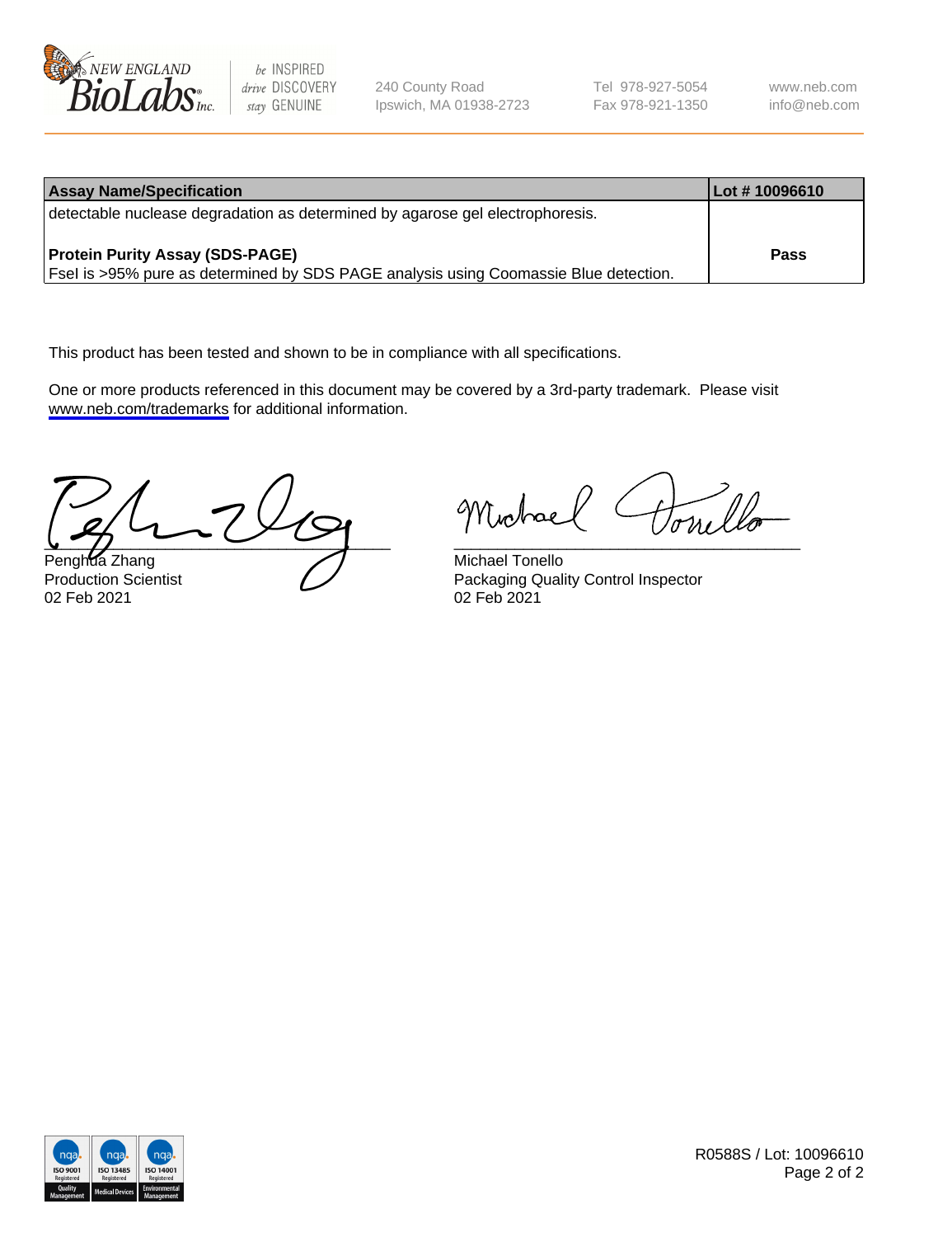| Assay Name/Specification | Lot # 10096610 |
|---|---|
| detectable nuclease degradation as determined by agarose gel electrophoresis. | |
| **Protein Purity Assay (SDS-PAGE)**<br>FseI is >95% pure as determined by SDS PAGE analysis using Coomassie Blue detection. | **Pass** |

This product has been tested and shown to be in compliance with all specifications.

One or more products referenced in this document may be covered by a 3rd-party trademark. Please visit www.neb.com/trademarks for additional information.

Penghua Zhang
Production Scientist
02 Feb 2021

Michael Tonello
Packaging Quality Control Inspector
02 Feb 2021

R0588S / Lot: 10096610